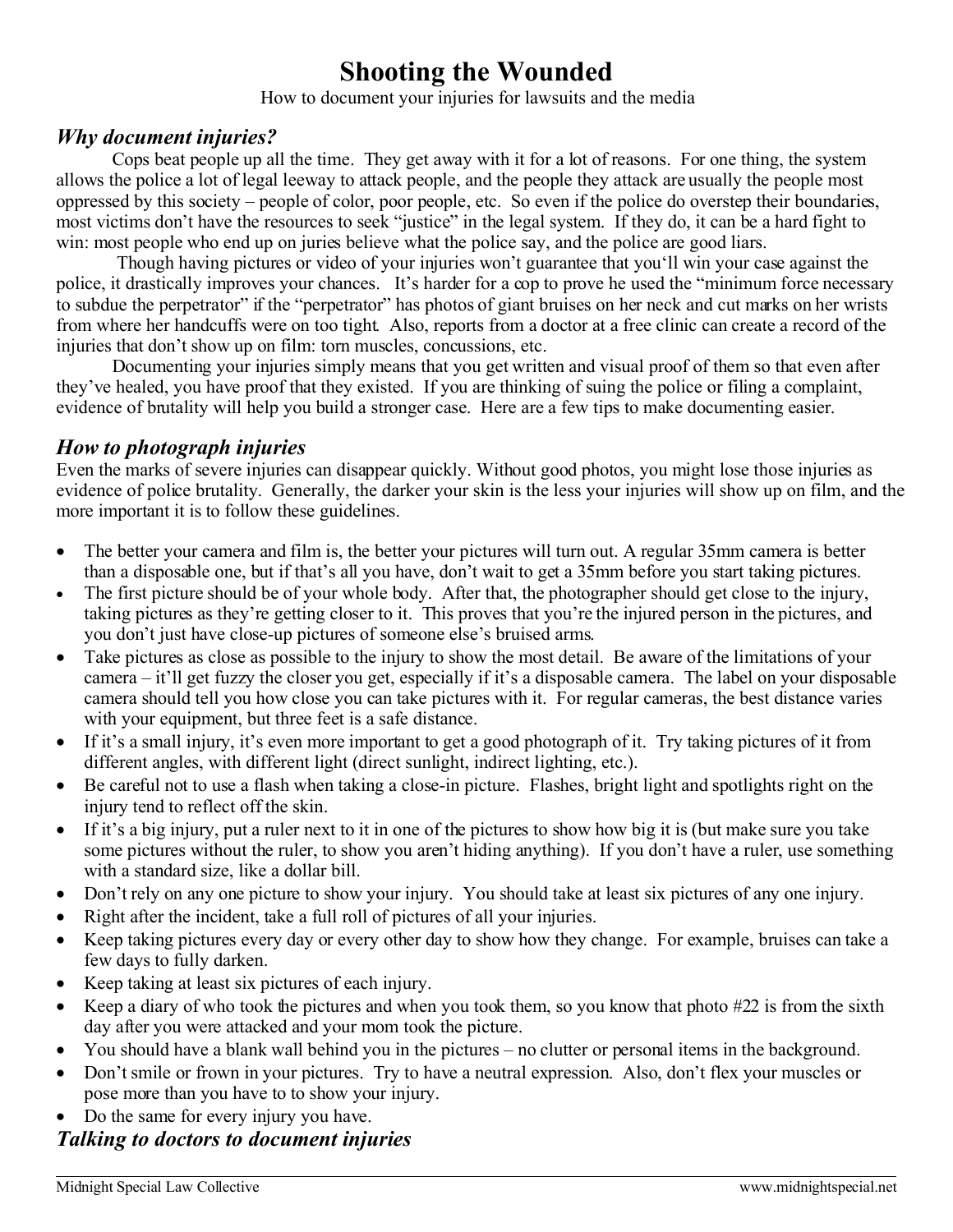# Shooting the Wounded

How to document your injuries for lawsuits and the media

## *Why document injuries?*

Cops beat people up all the time. They get away with it for a lot of reasons. For one thing, the system allows the police a lot of legal leeway to attack people, and the people they attack are usually the people most oppressed by this society – people of color, poor people, etc. So even if the police do overstep their boundaries, most victims don't have the resources to seek "justice" in the legal system. If they do, it can be a hard fight to win: most people who end up on juries believe what the police say, and the police are good liars.

Though having pictures or video of your injuries won't guarantee that you'll win your case against the police, it drastically improves your chances. It's harder for a cop to prove he used the "minimum force necessary to subdue the perpetrator" if the "perpetrator" has photos of giant bruises on her neck and cut marks on her wrists from where her handcuffs were on too tight. Also, reports from a doctor at a free clinic can create a record of the injuries that don't show up on film: torn muscles, concussions, etc.

Documenting your injuries simply means that you get written and visual proof of them so that even after they've healed, you have proof that they existed. If you are thinking of suing the police or filing a complaint, evidence of brutality will help you build a stronger case. Here are a few tips to make documenting easier.

## *How to photograph injuries*

Even the marks of severe injuries can disappear quickly. Without good photos, you might lose those injuries as evidence of police brutality. Generally, the darker your skin is the less your injuries will show up on film, and the more important it is to follow these guidelines.

- The better your camera and film is, the better your pictures will turn out. A regular 35mm camera is better than a disposable one, but if that's all you have, don't wait to get a 35mm before you start taking pictures.
- The first picture should be of your whole body. After that, the photographer should get close to the injury, taking pictures as they're getting closer to it. This proves that you're the injured person in the pictures, and you don't just have close-up pictures of someone else's bruised arms.
- Take pictures as close as possible to the injury to show the most detail. Be aware of the limitations of your camera – it'll get fuzzy the closer you get, especially if it's a disposable camera. The label on your disposable camera should tell you how close you can take pictures with it. For regular cameras, the best distance varies with your equipment, but three feet is a safe distance.
- If it's a small injury, it's even more important to get a good photograph of it. Try taking pictures of it from different angles, with different light (direct sunlight, indirect lighting, etc.).
- Be careful not to use a flash when taking a close-in picture. Flashes, bright light and spotlights right on the injury tend to reflect off the skin.
- If it's a big injury, put a ruler next to it in one of the pictures to show how big it is (but make sure you take some pictures without the ruler, to show you aren't hiding anything). If you don't have a ruler, use something with a standard size, like a dollar bill.
- Don't rely on any one picture to show your injury. You should take at least six pictures of any one injury.
- Right after the incident, take a full roll of pictures of all your injuries.
- Keep taking pictures every day or every other day to show how they change. For example, bruises can take a few days to fully darken.
- Keep taking at least six pictures of each injury.
- Keep a diary of who took the pictures and when you took them, so you know that photo #22 is from the sixth day after you were attacked and your mom took the picture.
- You should have a blank wall behind you in the pictures – no clutter or personal items in the background.
- Don't smile or frown in your pictures. Try to have a neutral expression. Also, don't flex your muscles or pose more than you have to to show your injury.
- Do the same for every injury you have.

## *Talking to doctors to document injuries*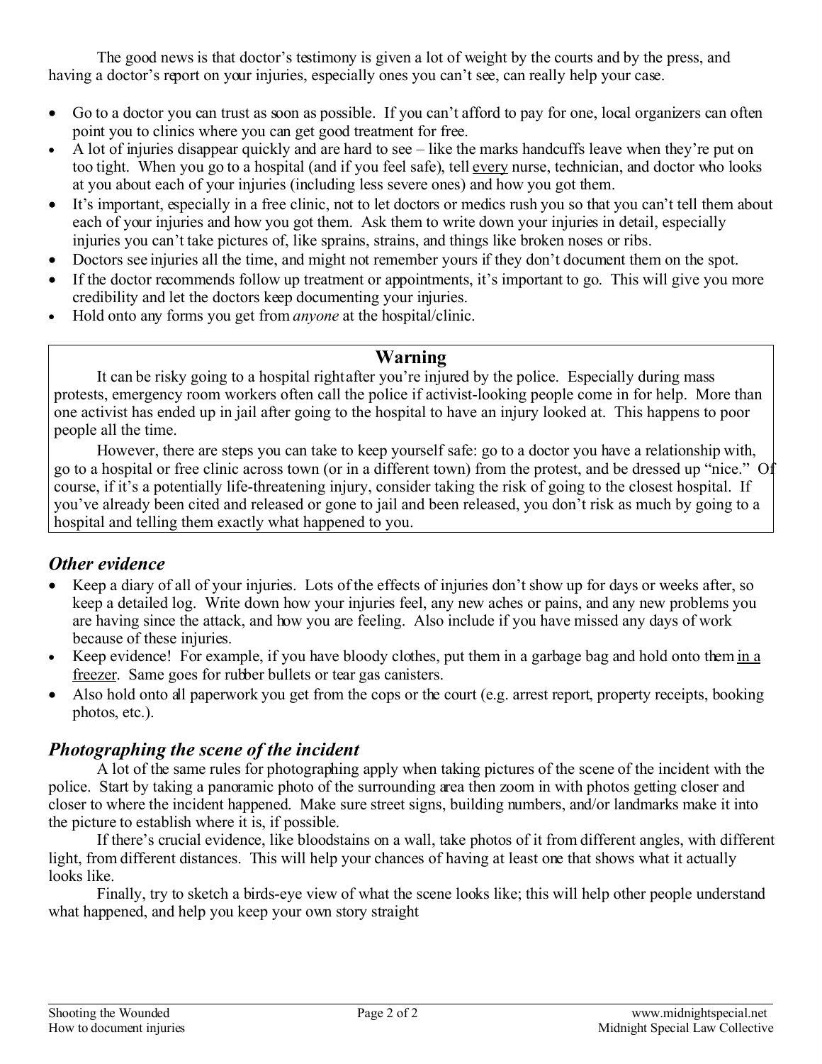The good news is that doctor's testimony is given a lot of weight by the courts and by the press, and having a doctor's report on your injuries, especially ones you can't see, can really help your case.

- Go to a doctor you can trust as soon as possible. If you can't afford to pay for one, local organizers can often point you to clinics where you can get good treatment for free.
- A lot of injuries disappear quickly and are hard to see – like the marks handcuffs leave when they're put on too tight. When you go to a hospital (and if you feel safe), tell every nurse, technician, and doctor who looks at you about each of your injuries (including less severe ones) and how you got them.
- It's important, especially in a free clinic, not to let doctors or medics rush you so that you can't tell them about each of your injuries and how you got them. Ask them to write down your injuries in detail, especially injuries you can't take pictures of, like sprains, strains, and things like broken noses or ribs.
- Doctors see injuries all the time, and might not remember yours if they don't document them on the spot.
- If the doctor recommends follow up treatment or appointments, it's important to go. This will give you more credibility and let the doctors keep documenting your injuries.
- Hold onto any forms you get from *anyone* at the hospital/clinic.

> **Warning**
>
> It can be risky going to a hospital right after you're injured by the police. Especially during mass protests, emergency room workers often call the police if activist-looking people come in for help. More than one activist has ended up in jail after going to the hospital to have an injury looked at. This happens to poor people all the time.
>
> However, there are steps you can take to keep yourself safe: go to a doctor you have a relationship with, go to a hospital or free clinic across town (or in a different town) from the protest, and be dressed up "nice." Of course, if it's a potentially life-threatening injury, consider taking the risk of going to the closest hospital. If you've already been cited and released or gone to jail and been released, you don't risk as much by going to a hospital and telling them exactly what happened to you.

## *Other evidence*

- Keep a diary of all of your injuries. Lots of the effects of injuries don't show up for days or weeks after, so keep a detailed log. Write down how your injuries feel, any new aches or pains, and any new problems you are having since the attack, and how you are feeling. Also include if you have missed any days of work because of these injuries.
- Keep evidence! For example, if you have bloody clothes, put them in a garbage bag and hold onto them in a freezer. Same goes for rubber bullets or tear gas canisters.
- Also hold onto all paperwork you get from the cops or the court (e.g. arrest report, property receipts, booking photos, etc.).

## *Photographing the scene of the incident*

A lot of the same rules for photographing apply when taking pictures of the scene of the incident with the police. Start by taking a panoramic photo of the surrounding area then zoom in with photos getting closer and closer to where the incident happened. Make sure street signs, building numbers, and/or landmarks make it into the picture to establish where it is, if possible.

If there's crucial evidence, like bloodstains on a wall, take photos of it from different angles, with different light, from different distances. This will help your chances of having at least one that shows what it actually looks like.

Finally, try to sketch a birds-eye view of what the scene looks like; this will help other people understand what happened, and help you keep your own story straight